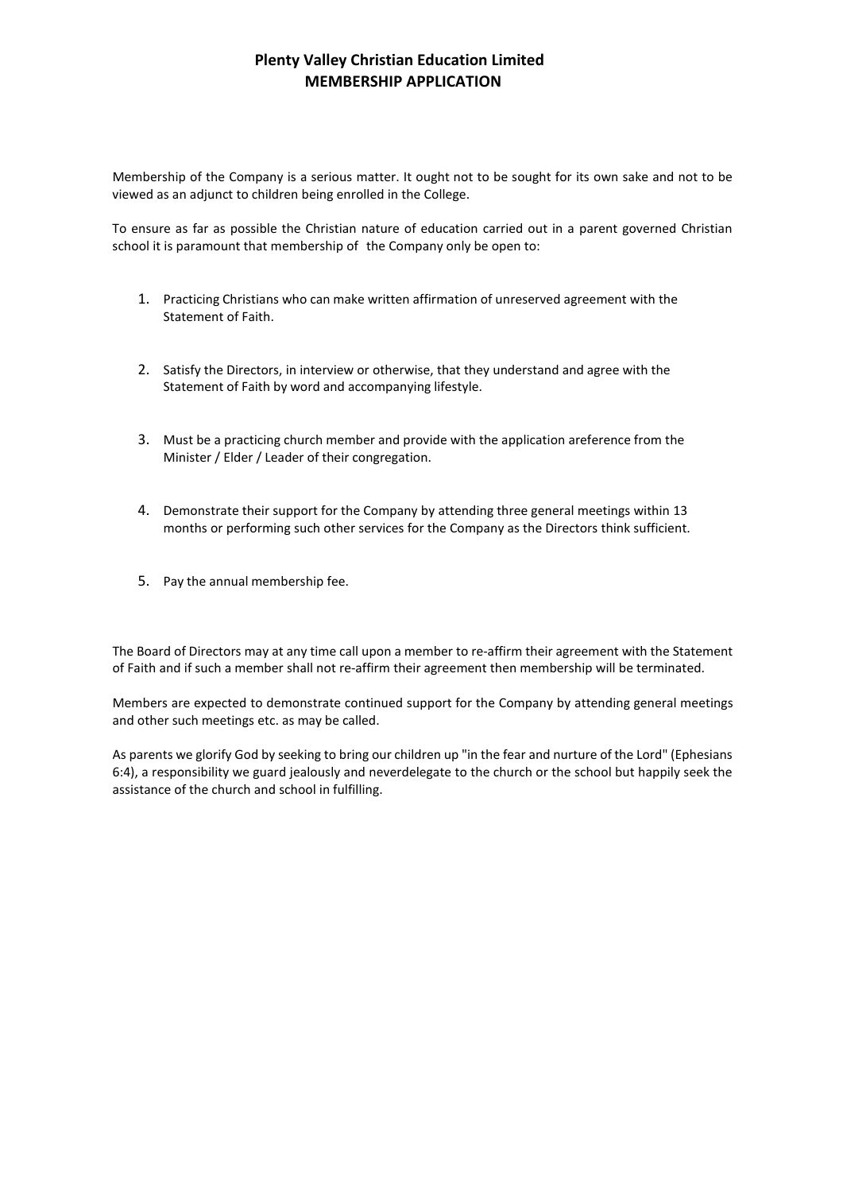# Plenty Valley Christian Education Limited
## MEMBERSHIP APPLICATION

Membership of the Company is a serious matter. It ought not to be sought for its own sake and not to be viewed as an adjunct to children being enrolled in the College.

To ensure as far as possible the Christian nature of education carried out in a parent governed Christian school it is paramount that membership of the Company only be open to:

1. Practicing Christians who can make written affirmation of unreserved agreement with the Statement of Faith.

2. Satisfy the Directors, in interview or otherwise, that they understand and agree with the Statement of Faith by word and accompanying lifestyle.

3. Must be a practicing church member and provide with the application areference from the Minister / Elder / Leader of their congregation.

4. Demonstrate their support for the Company by attending three general meetings within 13 months or performing such other services for the Company as the Directors think sufficient.

5. Pay the annual membership fee.

The Board of Directors may at any time call upon a member to re-affirm their agreement with the Statement of Faith and if such a member shall not re-affirm their agreement then membership will be terminated.

Members are expected to demonstrate continued support for the Company by attending general meetings and other such meetings etc. as may be called.

As parents we glorify God by seeking to bring our children up "in the fear and nurture of the Lord" (Ephesians 6:4), a responsibility we guard jealously and neverdelegate to the church or the school but happily seek the assistance of the church and school in fulfilling.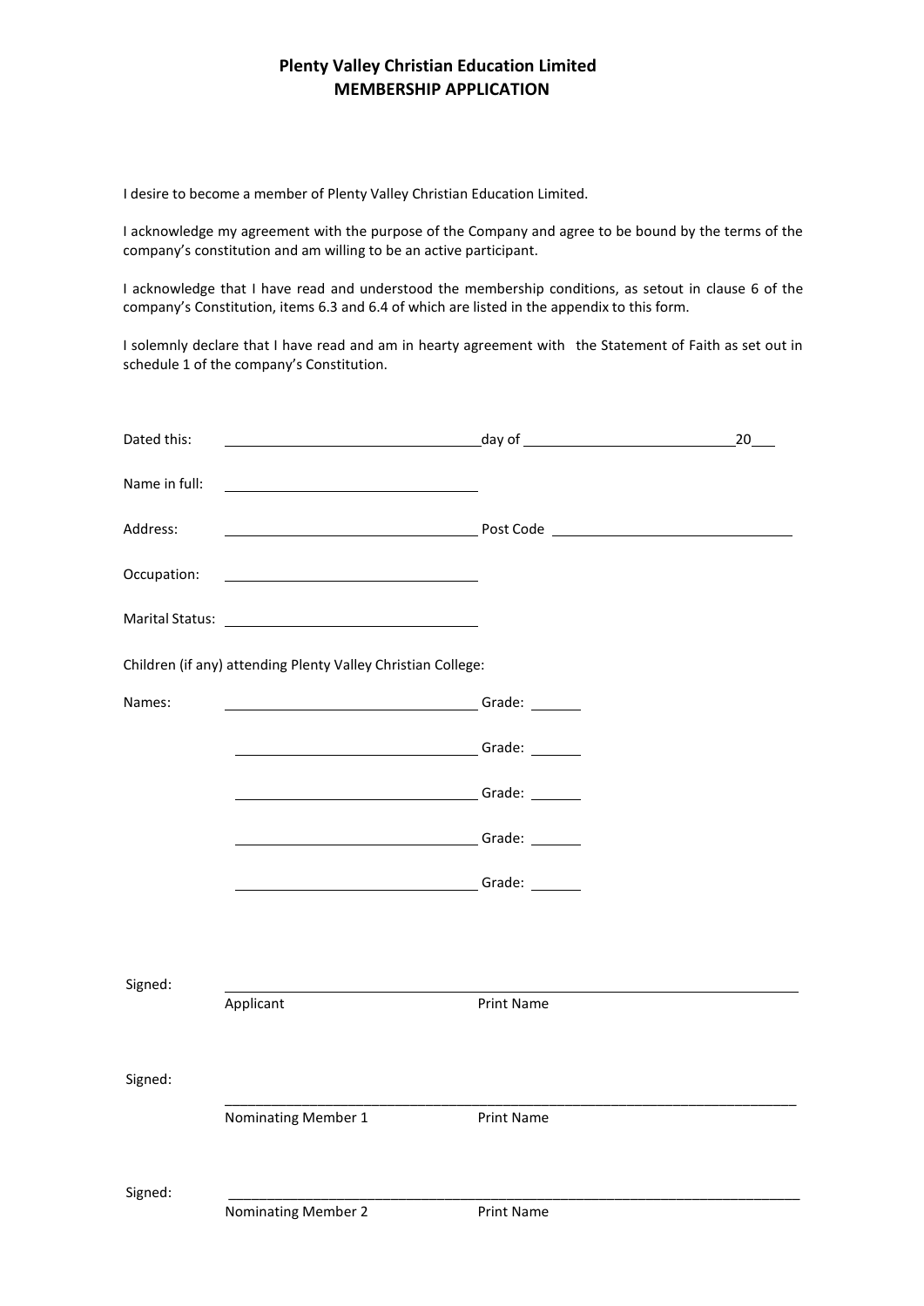**Plenty Valley Christian Education Limited**
**MEMBERSHIP APPLICATION**

I desire to become a member of Plenty Valley Christian Education Limited.

I acknowledge my agreement with the purpose of the Company and agree to be bound by the terms of the company's constitution and am willing to be an active participant.

I acknowledge that I have read and understood the membership conditions, as setout in clause 6 of the company's Constitution, items 6.3 and 6.4 of which are listed in the appendix to this form.

I solemnly declare that I have read and am in hearty agreement with the Statement of Faith as set out in schedule 1 of the company's Constitution.

Dated this: ______________________ day of ______________________ 20___

Name in full: ______________________

Address: ______________________ Post Code ______________________

Occupation: ______________________

Marital Status: ______________________

Children (if any) attending Plenty Valley Christian College:

Names: ______________________ Grade: ______

______________________ Grade: ______

______________________ Grade: ______

______________________ Grade: ______

______________________ Grade: ______

Signed: ______________________________________________
Applicant Print Name

Signed: ______________________________________________
Nominating Member 1 Print Name

Signed: ______________________________________________
Nominating Member 2 Print Name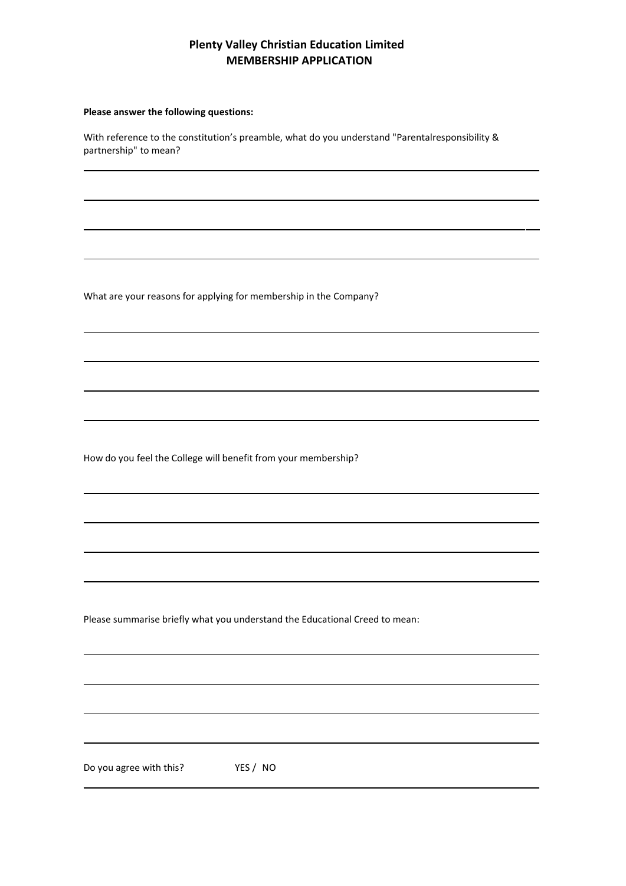**Plenty Valley Christian Education Limited**
**MEMBERSHIP APPLICATION**

**Please answer the following questions:**

With reference to the constitution's preamble, what do you understand "Parentalresponsibility & partnership" to mean?

What are your reasons for applying for membership in the Company?

How do you feel the College will benefit from your membership?

Please summarise briefly what you understand the Educational Creed to mean:

Do you agree with this? YES / NO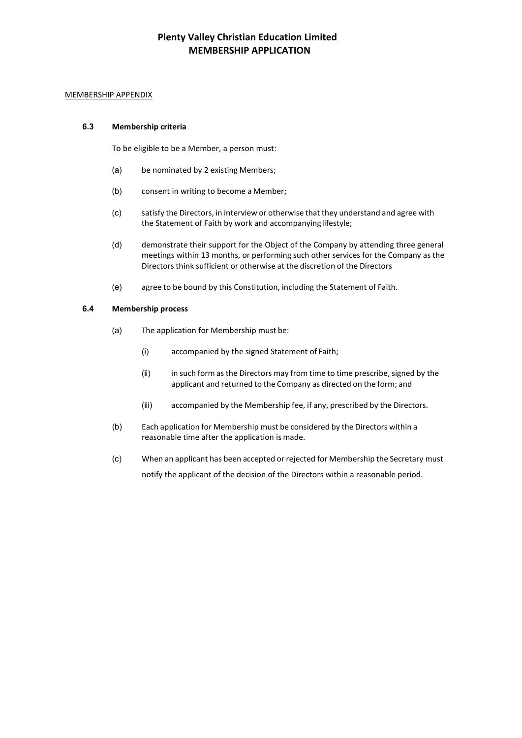# Plenty Valley Christian Education Limited
# MEMBERSHIP APPLICATION

MEMBERSHIP APPENDIX

### 6.3 Membership criteria

To be eligible to be a Member, a person must:

(a) be nominated by 2 existing Members;

(b) consent in writing to become a Member;

(c) satisfy the Directors, in interview or otherwise that they understand and agree with the Statement of Faith by work and accompanying lifestyle;

(d) demonstrate their support for the Object of the Company by attending three general meetings within 13 months, or performing such other services for the Company as the Directors think sufficient or otherwise at the discretion of the Directors

(e) agree to be bound by this Constitution, including the Statement of Faith.

### 6.4 Membership process

(a) The application for Membership must be:

  (i) accompanied by the signed Statement of Faith;

  (ii) in such form as the Directors may from time to time prescribe, signed by the applicant and returned to the Company as directed on the form; and

  (iii) accompanied by the Membership fee, if any, prescribed by the Directors.

(b) Each application for Membership must be considered by the Directors within a reasonable time after the application is made.

(c) When an applicant has been accepted or rejected for Membership the Secretary must notify the applicant of the decision of the Directors within a reasonable period.